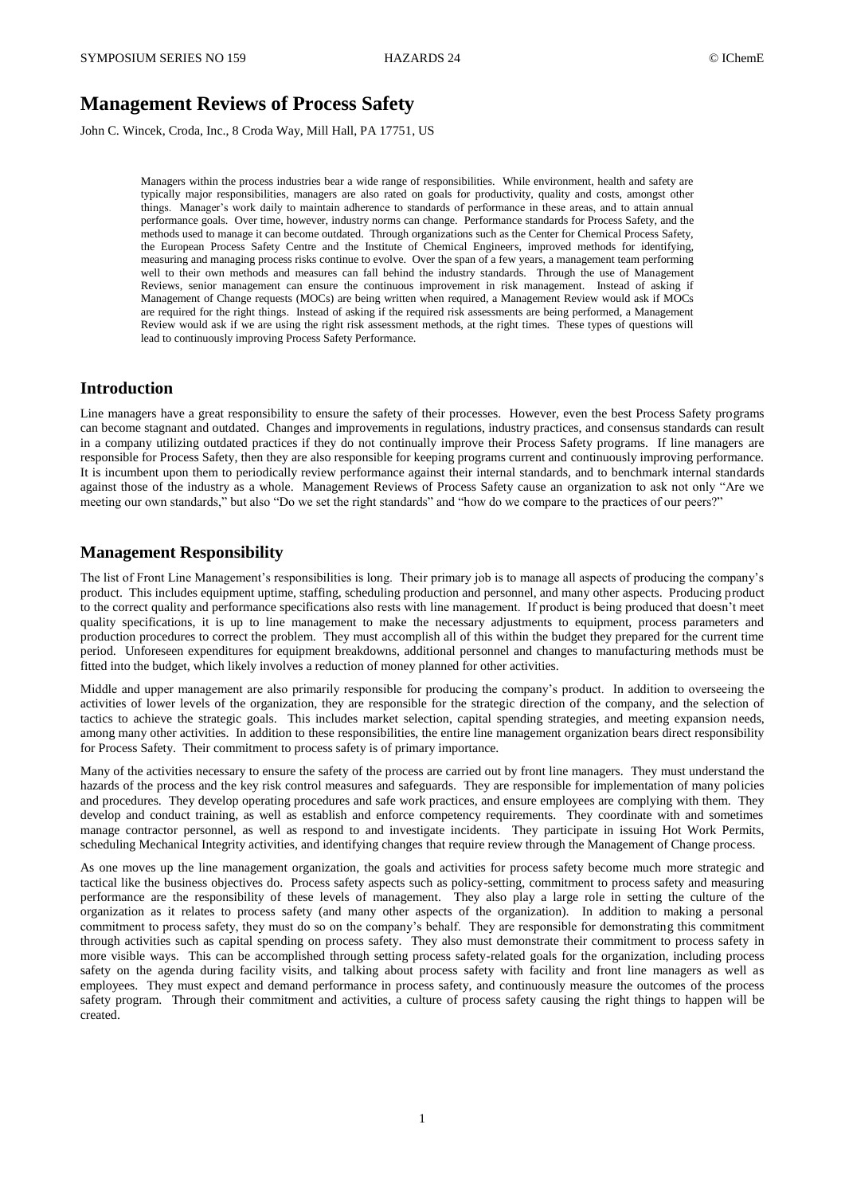# Management Reviews of Process Safety

John C. Wincek, Croda, Inc., 8 Croda Way, Mill Hall, PA 17751, US

Managers within the process industries bear a wide range of responsibilities. While environment, health and safety are typically major responsibilities, managers are also rated on goals for productivity, quality and costs, amongst other things. Manager's work daily to maintain adherence to standards of performance in these areas, and to attain annual performance goals. Over time, however, industry norms can change. Performance standards for Process Safety, and the methods used to manage it can become outdated. Through organizations such as the Center for Chemical Process Safety, the European Process Safety Centre and the Institute of Chemical Engineers, improved methods for identifying, measuring and managing process risks continue to evolve. Over the span of a few years, a management team performing well to their own methods and measures can fall behind the industry standards. Through the use of Management Reviews, senior management can ensure the continuous improvement in risk management. Instead of asking if Management of Change requests (MOCs) are being written when required, a Management Review would ask if MOCs are required for the right things. Instead of asking if the required risk assessments are being performed, a Management Review would ask if we are using the right risk assessment methods, at the right times. These types of questions will lead to continuously improving Process Safety Performance.

## Introduction

Line managers have a great responsibility to ensure the safety of their processes. However, even the best Process Safety programs can become stagnant and outdated. Changes and improvements in regulations, industry practices, and consensus standards can result in a company utilizing outdated practices if they do not continually improve their Process Safety programs. If line managers are responsible for Process Safety, then they are also responsible for keeping programs current and continuously improving performance. It is incumbent upon them to periodically review performance against their internal standards, and to benchmark internal standards against those of the industry as a whole. Management Reviews of Process Safety cause an organization to ask not only "Are we meeting our own standards," but also "Do we set the right standards" and "how do we compare to the practices of our peers?"

## Management Responsibility

The list of Front Line Management's responsibilities is long. Their primary job is to manage all aspects of producing the company's product. This includes equipment uptime, staffing, scheduling production and personnel, and many other aspects. Producing product to the correct quality and performance specifications also rests with line management. If product is being produced that doesn't meet quality specifications, it is up to line management to make the necessary adjustments to equipment, process parameters and production procedures to correct the problem. They must accomplish all of this within the budget they prepared for the current time period. Unforeseen expenditures for equipment breakdowns, additional personnel and changes to manufacturing methods must be fitted into the budget, which likely involves a reduction of money planned for other activities.

Middle and upper management are also primarily responsible for producing the company's product. In addition to overseeing the activities of lower levels of the organization, they are responsible for the strategic direction of the company, and the selection of tactics to achieve the strategic goals. This includes market selection, capital spending strategies, and meeting expansion needs, among many other activities. In addition to these responsibilities, the entire line management organization bears direct responsibility for Process Safety. Their commitment to process safety is of primary importance.

Many of the activities necessary to ensure the safety of the process are carried out by front line managers. They must understand the hazards of the process and the key risk control measures and safeguards. They are responsible for implementation of many policies and procedures. They develop operating procedures and safe work practices, and ensure employees are complying with them. They develop and conduct training, as well as establish and enforce competency requirements. They coordinate with and sometimes manage contractor personnel, as well as respond to and investigate incidents. They participate in issuing Hot Work Permits, scheduling Mechanical Integrity activities, and identifying changes that require review through the Management of Change process.

As one moves up the line management organization, the goals and activities for process safety become much more strategic and tactical like the business objectives do. Process safety aspects such as policy-setting, commitment to process safety and measuring performance are the responsibility of these levels of management. They also play a large role in setting the culture of the organization as it relates to process safety (and many other aspects of the organization). In addition to making a personal commitment to process safety, they must do so on the company's behalf. They are responsible for demonstrating this commitment through activities such as capital spending on process safety. They also must demonstrate their commitment to process safety in more visible ways. This can be accomplished through setting process safety-related goals for the organization, including process safety on the agenda during facility visits, and talking about process safety with facility and front line managers as well as employees. They must expect and demand performance in process safety, and continuously measure the outcomes of the process safety program. Through their commitment and activities, a culture of process safety causing the right things to happen will be created.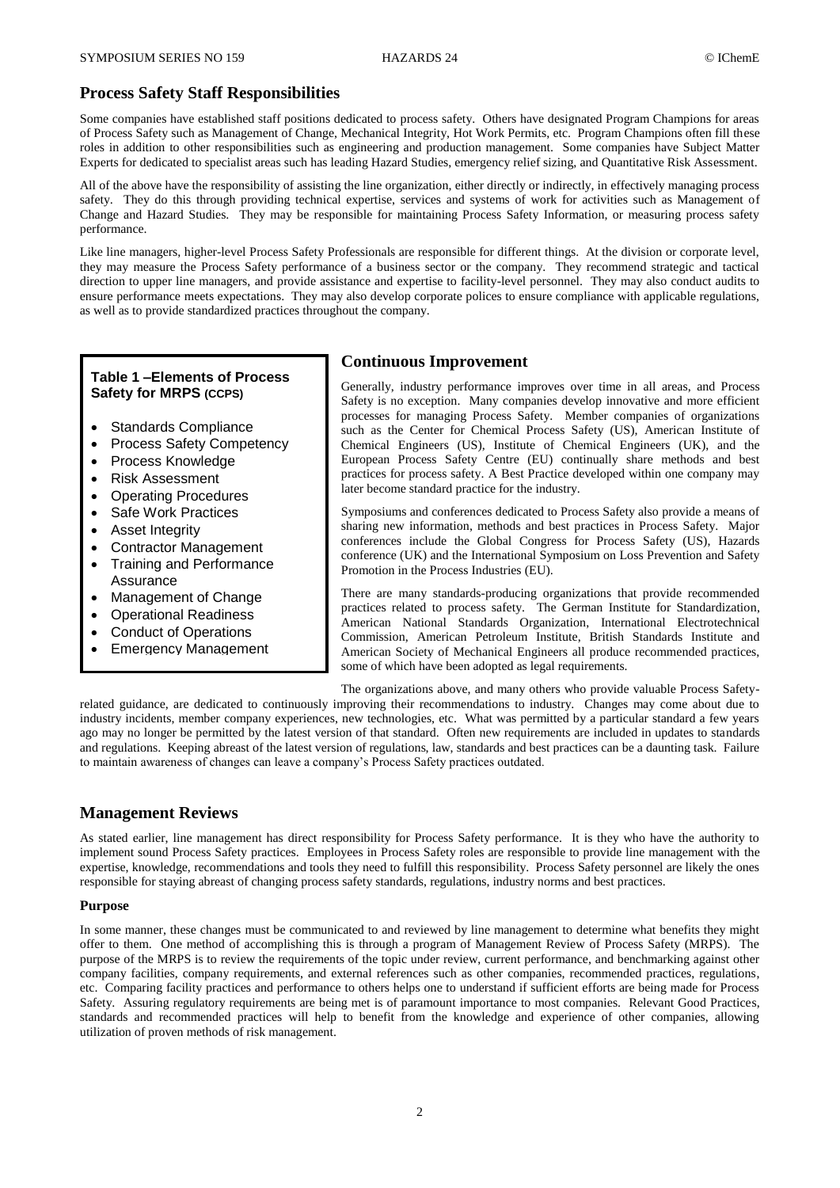## Process Safety Staff Responsibilities

Some companies have established staff positions dedicated to process safety. Others have designated Program Champions for areas of Process Safety such as Management of Change, Mechanical Integrity, Hot Work Permits, etc. Program Champions often fill these roles in addition to other responsibilities such as engineering and production management. Some companies have Subject Matter Experts for dedicated to specialist areas such has leading Hazard Studies, emergency relief sizing, and Quantitative Risk Assessment.

All of the above have the responsibility of assisting the line organization, either directly or indirectly, in effectively managing process safety. They do this through providing technical expertise, services and systems of work for activities such as Management of Change and Hazard Studies. They may be responsible for maintaining Process Safety Information, or measuring process safety performance.

Like line managers, higher-level Process Safety Professionals are responsible for different things. At the division or corporate level, they may measure the Process Safety performance of a business sector or the company. They recommend strategic and tactical direction to upper line managers, and provide assistance and expertise to facility-level personnel. They may also conduct audits to ensure performance meets expectations. They may also develop corporate polices to ensure compliance with applicable regulations, as well as to provide standardized practices throughout the company.

**Table 1 –Elements of Process Safety for MRPS (CCPS)**

- Standards Compliance
- Process Safety Competency
- Process Knowledge
- Risk Assessment
- Operating Procedures
- Safe Work Practices
- Asset Integrity
- Contractor Management
- Training and Performance Assurance
- Management of Change
- Operational Readiness
- Conduct of Operations
- Emergency Management

## Continuous Improvement

Generally, industry performance improves over time in all areas, and Process Safety is no exception. Many companies develop innovative and more efficient processes for managing Process Safety. Member companies of organizations such as the Center for Chemical Process Safety (US), American Institute of Chemical Engineers (US), Institute of Chemical Engineers (UK), and the European Process Safety Centre (EU) continually share methods and best practices for process safety. A Best Practice developed within one company may later become standard practice for the industry.

Symposiums and conferences dedicated to Process Safety also provide a means of sharing new information, methods and best practices in Process Safety. Major conferences include the Global Congress for Process Safety (US), Hazards conference (UK) and the International Symposium on Loss Prevention and Safety Promotion in the Process Industries (EU).

There are many standards-producing organizations that provide recommended practices related to process safety. The German Institute for Standardization, American National Standards Organization, International Electrotechnical Commission, American Petroleum Institute, British Standards Institute and American Society of Mechanical Engineers all produce recommended practices, some of which have been adopted as legal requirements.

The organizations above, and many others who provide valuable Process Safety-related guidance, are dedicated to continuously improving their recommendations to industry. Changes may come about due to industry incidents, member company experiences, new technologies, etc. What was permitted by a particular standard a few years ago may no longer be permitted by the latest version of that standard. Often new requirements are included in updates to standards and regulations. Keeping abreast of the latest version of regulations, law, standards and best practices can be a daunting task. Failure to maintain awareness of changes can leave a company's Process Safety practices outdated.

## Management Reviews

As stated earlier, line management has direct responsibility for Process Safety performance. It is they who have the authority to implement sound Process Safety practices. Employees in Process Safety roles are responsible to provide line management with the expertise, knowledge, recommendations and tools they need to fulfill this responsibility. Process Safety personnel are likely the ones responsible for staying abreast of changing process safety standards, regulations, industry norms and best practices.

### Purpose

In some manner, these changes must be communicated to and reviewed by line management to determine what benefits they might offer to them. One method of accomplishing this is through a program of Management Review of Process Safety (MRPS). The purpose of the MRPS is to review the requirements of the topic under review, current performance, and benchmarking against other company facilities, company requirements, and external references such as other companies, recommended practices, regulations, etc. Comparing facility practices and performance to others helps one to understand if sufficient efforts are being made for Process Safety. Assuring regulatory requirements are being met is of paramount importance to most companies. Relevant Good Practices, standards and recommended practices will help to benefit from the knowledge and experience of other companies, allowing utilization of proven methods of risk management.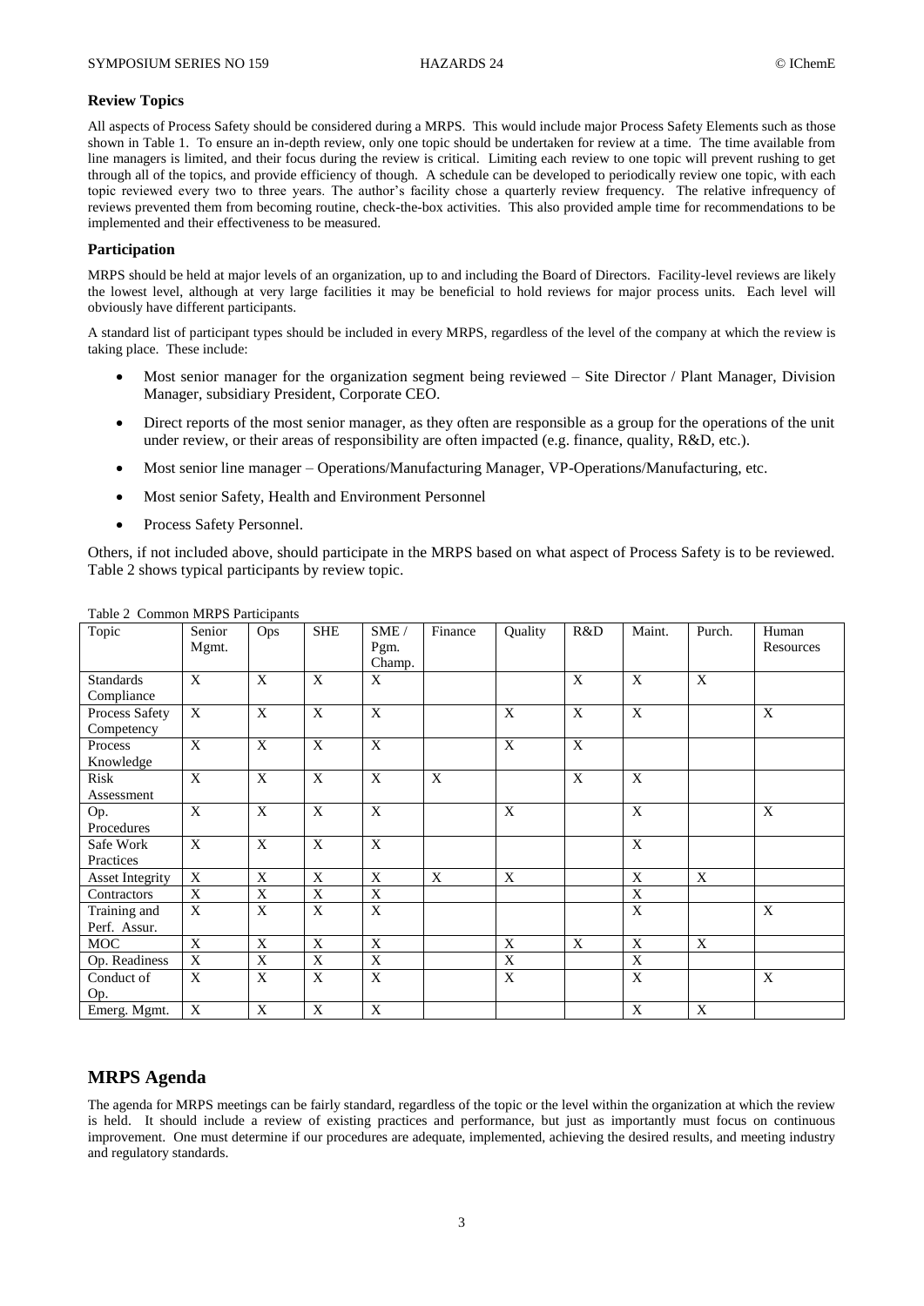### Review Topics

All aspects of Process Safety should be considered during a MRPS. This would include major Process Safety Elements such as those shown in Table 1. To ensure an in-depth review, only one topic should be undertaken for review at a time. The time available from line managers is limited, and their focus during the review is critical. Limiting each review to one topic will prevent rushing to get through all of the topics, and provide efficiency of though. A schedule can be developed to periodically review one topic, with each topic reviewed every two to three years. The author's facility chose a quarterly review frequency. The relative infrequency of reviews prevented them from becoming routine, check-the-box activities. This also provided ample time for recommendations to be implemented and their effectiveness to be measured.

### Participation

MRPS should be held at major levels of an organization, up to and including the Board of Directors. Facility-level reviews are likely the lowest level, although at very large facilities it may be beneficial to hold reviews for major process units. Each level will obviously have different participants.

A standard list of participant types should be included in every MRPS, regardless of the level of the company at which the review is taking place. These include:

- Most senior manager for the organization segment being reviewed – Site Director / Plant Manager, Division Manager, subsidiary President, Corporate CEO.
- Direct reports of the most senior manager, as they often are responsible as a group for the operations of the unit under review, or their areas of responsibility are often impacted (e.g. finance, quality, R&D, etc.).
- Most senior line manager – Operations/Manufacturing Manager, VP-Operations/Manufacturing, etc.
- Most senior Safety, Health and Environment Personnel
- Process Safety Personnel.

Others, if not included above, should participate in the MRPS based on what aspect of Process Safety is to be reviewed. Table 2 shows typical participants by review topic.

Table 2 Common MRPS Participants

| Topic | Senior Mgmt. | Ops | SHE | SME / Pgm. Champ. | Finance | Quality | R&D | Maint. | Purch. | Human Resources |
|---|---|---|---|---|---|---|---|---|---|---|
| Standards Compliance | X | X | X | X | | | X | X | X | |
| Process Safety Competency | X | X | X | X | | X | X | X | | X |
| Process Knowledge | X | X | X | X | | X | X | | | |
| Risk Assessment | X | X | X | X | X | | X | X | | |
| Op. Procedures | X | X | X | X | | X | | X | | X |
| Safe Work Practices | X | X | X | X | | | | X | | |
| Asset Integrity | X | X | X | X | X | X | | X | X | |
| Contractors | X | X | X | X | | | | X | | |
| Training and Perf. Assur. | X | X | X | X | | | | X | | X |
| MOC | X | X | X | X | | X | X | X | X | |
| Op. Readiness | X | X | X | X | | X | | X | | |
| Conduct of Op. | X | X | X | X | | X | | X | | X |
| Emerg. Mgmt. | X | X | X | X | | | | X | X | |

## MRPS Agenda

The agenda for MRPS meetings can be fairly standard, regardless of the topic or the level within the organization at which the review is held. It should include a review of existing practices and performance, but just as importantly must focus on continuous improvement. One must determine if our procedures are adequate, implemented, achieving the desired results, and meeting industry and regulatory standards.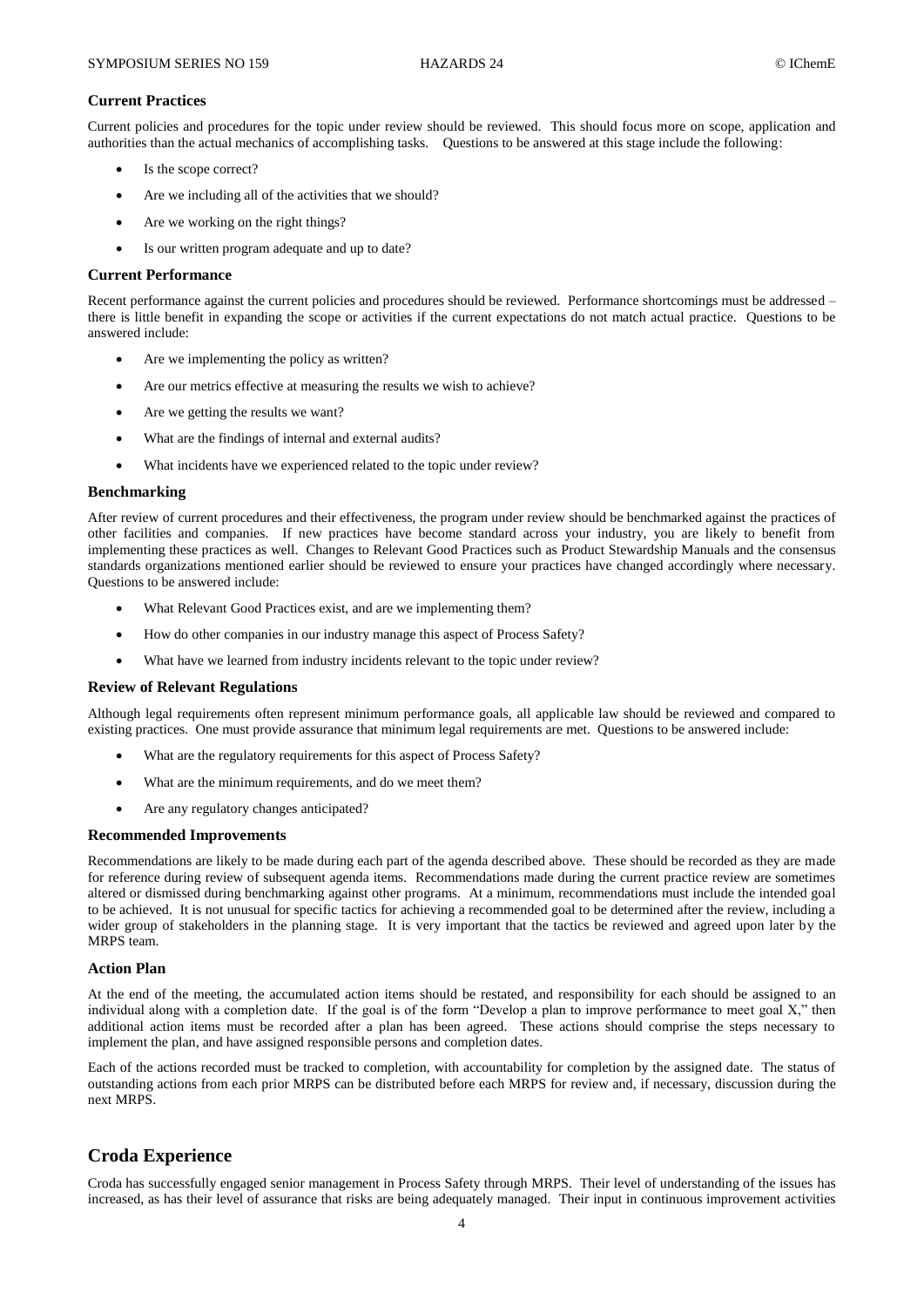### Current Practices

Current policies and procedures for the topic under review should be reviewed. This should focus more on scope, application and authorities than the actual mechanics of accomplishing tasks. Questions to be answered at this stage include the following:

- Is the scope correct?
- Are we including all of the activities that we should?
- Are we working on the right things?
- Is our written program adequate and up to date?

### Current Performance

Recent performance against the current policies and procedures should be reviewed. Performance shortcomings must be addressed – there is little benefit in expanding the scope or activities if the current expectations do not match actual practice. Questions to be answered include:

- Are we implementing the policy as written?
- Are our metrics effective at measuring the results we wish to achieve?
- Are we getting the results we want?
- What are the findings of internal and external audits?
- What incidents have we experienced related to the topic under review?

### Benchmarking

After review of current procedures and their effectiveness, the program under review should be benchmarked against the practices of other facilities and companies. If new practices have become standard across your industry, you are likely to benefit from implementing these practices as well. Changes to Relevant Good Practices such as Product Stewardship Manuals and the consensus standards organizations mentioned earlier should be reviewed to ensure your practices have changed accordingly where necessary. Questions to be answered include:

- What Relevant Good Practices exist, and are we implementing them?
- How do other companies in our industry manage this aspect of Process Safety?
- What have we learned from industry incidents relevant to the topic under review?

### Review of Relevant Regulations

Although legal requirements often represent minimum performance goals, all applicable law should be reviewed and compared to existing practices. One must provide assurance that minimum legal requirements are met. Questions to be answered include:

- What are the regulatory requirements for this aspect of Process Safety?
- What are the minimum requirements, and do we meet them?
- Are any regulatory changes anticipated?

### Recommended Improvements

Recommendations are likely to be made during each part of the agenda described above. These should be recorded as they are made for reference during review of subsequent agenda items. Recommendations made during the current practice review are sometimes altered or dismissed during benchmarking against other programs. At a minimum, recommendations must include the intended goal to be achieved. It is not unusual for specific tactics for achieving a recommended goal to be determined after the review, including a wider group of stakeholders in the planning stage. It is very important that the tactics be reviewed and agreed upon later by the MRPS team.

### Action Plan

At the end of the meeting, the accumulated action items should be restated, and responsibility for each should be assigned to an individual along with a completion date. If the goal is of the form "Develop a plan to improve performance to meet goal X," then additional action items must be recorded after a plan has been agreed. These actions should comprise the steps necessary to implement the plan, and have assigned responsible persons and completion dates.

Each of the actions recorded must be tracked to completion, with accountability for completion by the assigned date. The status of outstanding actions from each prior MRPS can be distributed before each MRPS for review and, if necessary, discussion during the next MRPS.

## Croda Experience

Croda has successfully engaged senior management in Process Safety through MRPS. Their level of understanding of the issues has increased, as has their level of assurance that risks are being adequately managed. Their input in continuous improvement activities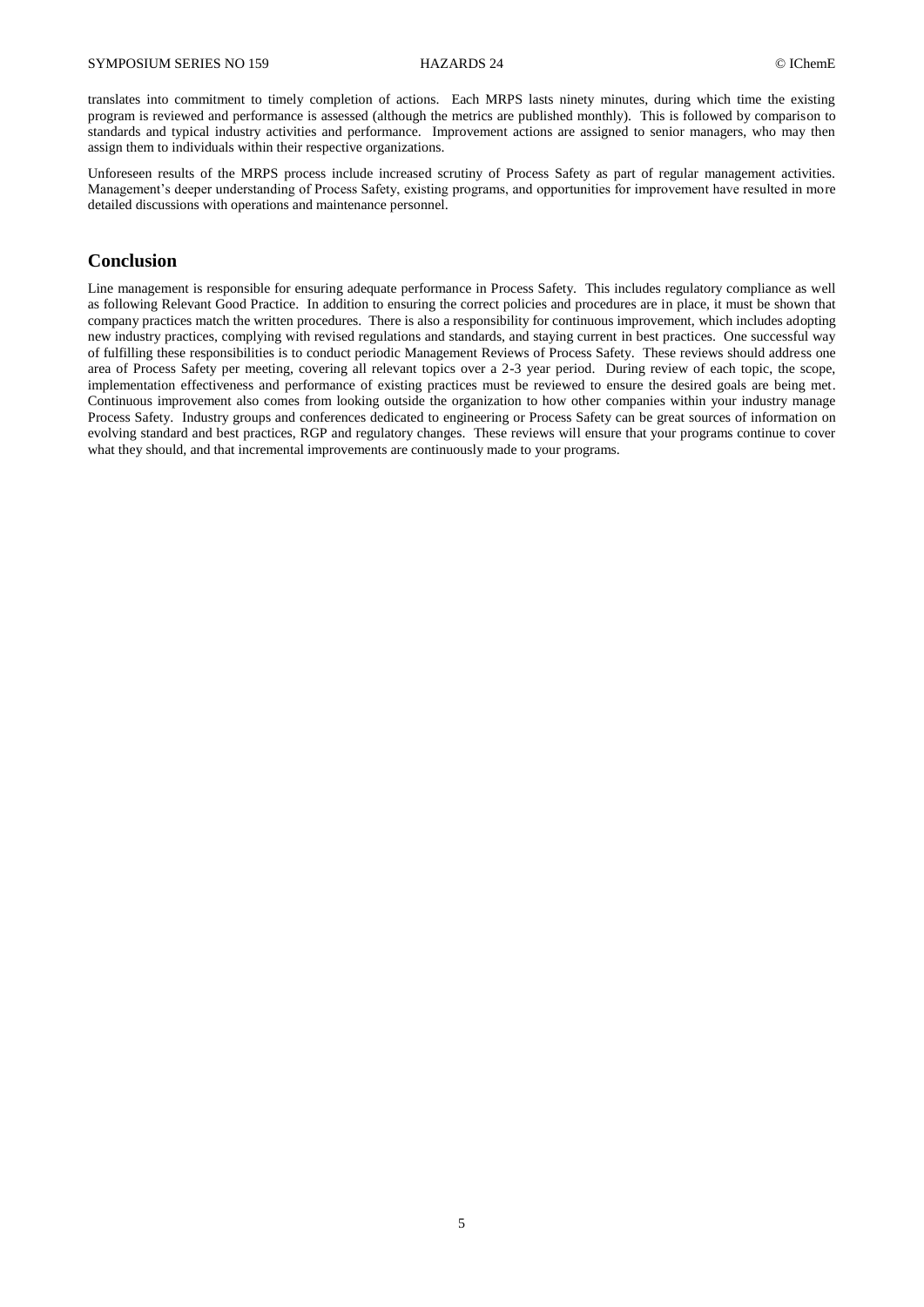translates into commitment to timely completion of actions. Each MRPS lasts ninety minutes, during which time the existing program is reviewed and performance is assessed (although the metrics are published monthly). This is followed by comparison to standards and typical industry activities and performance. Improvement actions are assigned to senior managers, who may then assign them to individuals within their respective organizations.

Unforeseen results of the MRPS process include increased scrutiny of Process Safety as part of regular management activities. Management's deeper understanding of Process Safety, existing programs, and opportunities for improvement have resulted in more detailed discussions with operations and maintenance personnel.

## Conclusion

Line management is responsible for ensuring adequate performance in Process Safety. This includes regulatory compliance as well as following Relevant Good Practice. In addition to ensuring the correct policies and procedures are in place, it must be shown that company practices match the written procedures. There is also a responsibility for continuous improvement, which includes adopting new industry practices, complying with revised regulations and standards, and staying current in best practices. One successful way of fulfilling these responsibilities is to conduct periodic Management Reviews of Process Safety. These reviews should address one area of Process Safety per meeting, covering all relevant topics over a 2-3 year period. During review of each topic, the scope, implementation effectiveness and performance of existing practices must be reviewed to ensure the desired goals are being met. Continuous improvement also comes from looking outside the organization to how other companies within your industry manage Process Safety. Industry groups and conferences dedicated to engineering or Process Safety can be great sources of information on evolving standard and best practices, RGP and regulatory changes. These reviews will ensure that your programs continue to cover what they should, and that incremental improvements are continuously made to your programs.